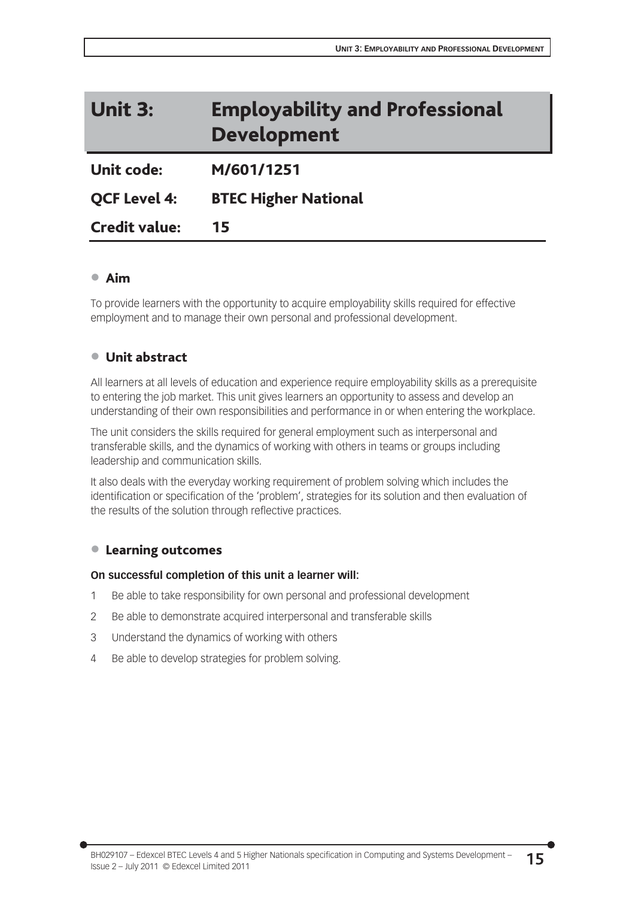# Unit 3: Employability and Professional Development

| | |
|---|---|
| **Unit code:** | **M/601/1251** |
| **QCF Level 4:** | **BTEC Higher National** |
| **Credit value:** | **15** |

## Aim

To provide learners with the opportunity to acquire employability skills required for effective employment and to manage their own personal and professional development.

## Unit abstract

All learners at all levels of education and experience require employability skills as a prerequisite to entering the job market. This unit gives learners an opportunity to assess and develop an understanding of their own responsibilities and performance in or when entering the workplace.

The unit considers the skills required for general employment such as interpersonal and transferable skills, and the dynamics of working with others in teams or groups including leadership and communication skills.

It also deals with the everyday working requirement of problem solving which includes the identification or specification of the 'problem', strategies for its solution and then evaluation of the results of the solution through reflective practices.

## Learning outcomes

**On successful completion of this unit a learner will:**

1. Be able to take responsibility for own personal and professional development
2. Be able to demonstrate acquired interpersonal and transferable skills
3. Understand the dynamics of working with others
4. Be able to develop strategies for problem solving.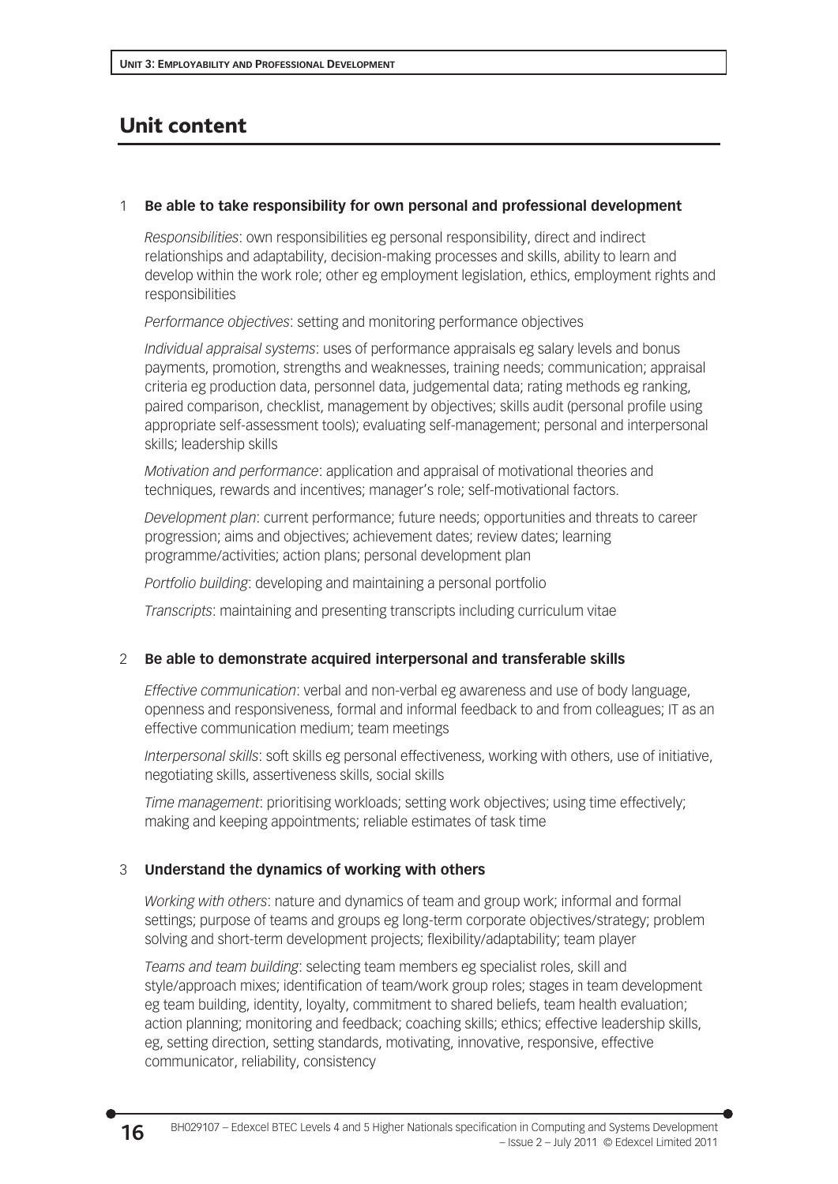## Unit content

### 1 Be able to take responsibility for own personal and professional development

*Responsibilities*: own responsibilities eg personal responsibility, direct and indirect relationships and adaptability, decision-making processes and skills, ability to learn and develop within the work role; other eg employment legislation, ethics, employment rights and responsibilities

*Performance objectives*: setting and monitoring performance objectives

*Individual appraisal systems*: uses of performance appraisals eg salary levels and bonus payments, promotion, strengths and weaknesses, training needs; communication; appraisal criteria eg production data, personnel data, judgemental data; rating methods eg ranking, paired comparison, checklist, management by objectives; skills audit (personal profile using appropriate self-assessment tools); evaluating self-management; personal and interpersonal skills; leadership skills

*Motivation and performance*: application and appraisal of motivational theories and techniques, rewards and incentives; manager's role; self-motivational factors.

*Development plan*: current performance; future needs; opportunities and threats to career progression; aims and objectives; achievement dates; review dates; learning programme/activities; action plans; personal development plan

*Portfolio building*: developing and maintaining a personal portfolio

*Transcripts*: maintaining and presenting transcripts including curriculum vitae

### 2 Be able to demonstrate acquired interpersonal and transferable skills

*Effective communication*: verbal and non-verbal eg awareness and use of body language, openness and responsiveness, formal and informal feedback to and from colleagues; IT as an effective communication medium; team meetings

*Interpersonal skills*: soft skills eg personal effectiveness, working with others, use of initiative, negotiating skills, assertiveness skills, social skills

*Time management*: prioritising workloads; setting work objectives; using time effectively; making and keeping appointments; reliable estimates of task time

### 3 Understand the dynamics of working with others

*Working with others*: nature and dynamics of team and group work; informal and formal settings; purpose of teams and groups eg long-term corporate objectives/strategy; problem solving and short-term development projects; flexibility/adaptability; team player

*Teams and team building*: selecting team members eg specialist roles, skill and style/approach mixes; identification of team/work group roles; stages in team development eg team building, identity, loyalty, commitment to shared beliefs, team health evaluation; action planning; monitoring and feedback; coaching skills; ethics; effective leadership skills, eg, setting direction, setting standards, motivating, innovative, responsive, effective communicator, reliability, consistency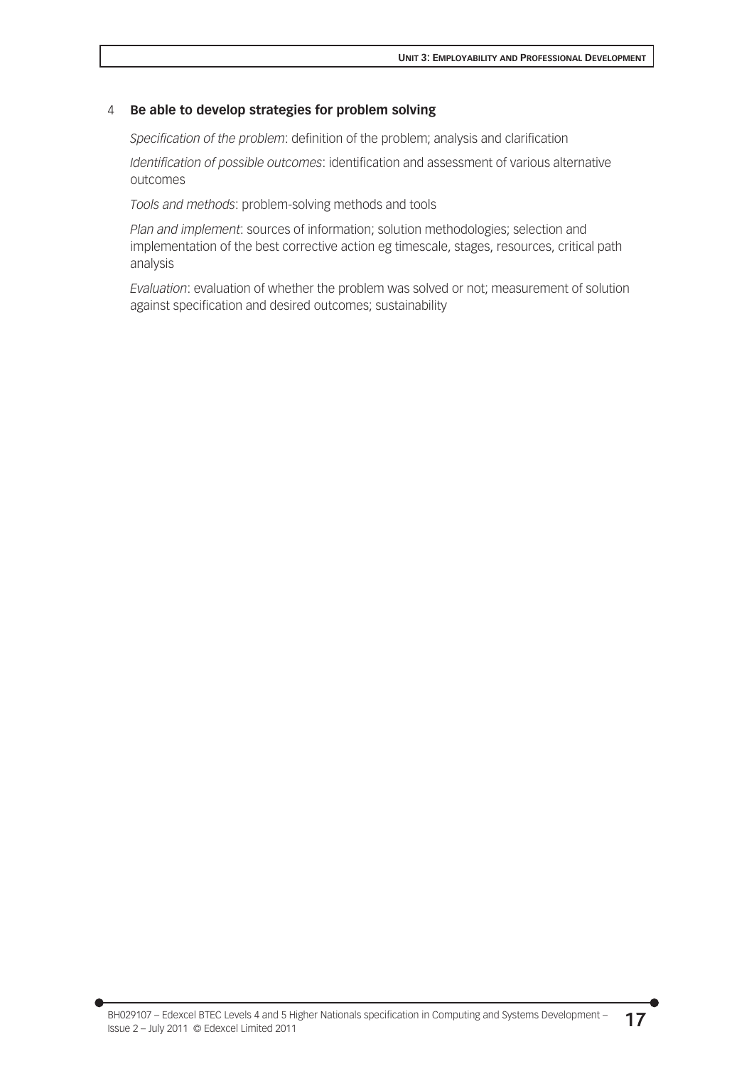4 **Be able to develop strategies for problem solving**

*Specification of the problem*: definition of the problem; analysis and clarification

*Identification of possible outcomes*: identification and assessment of various alternative outcomes

*Tools and methods*: problem-solving methods and tools

*Plan and implement*: sources of information; solution methodologies; selection and implementation of the best corrective action eg timescale, stages, resources, critical path analysis

*Evaluation*: evaluation of whether the problem was solved or not; measurement of solution against specification and desired outcomes; sustainability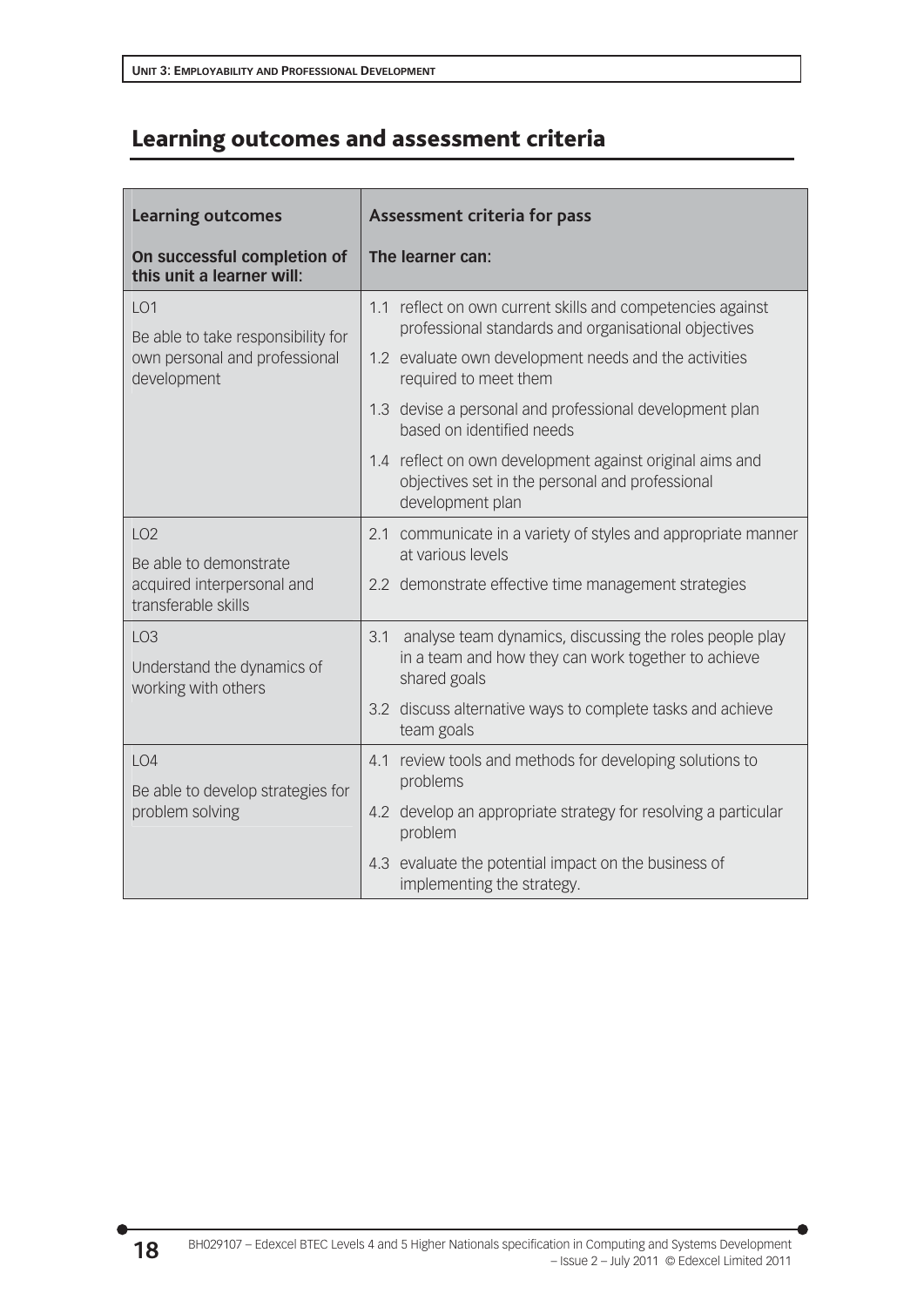## Learning outcomes and assessment criteria

| Learning outcomes<br><br>**On successful completion of this unit a learner will:** | Assessment criteria for pass<br><br>**The learner can:** |
|---|---|
| LO1<br>Be able to take responsibility for own personal and professional development | 1.1 reflect on own current skills and competencies against professional standards and organisational objectives<br>1.2 evaluate own development needs and the activities required to meet them<br>1.3 devise a personal and professional development plan based on identified needs<br>1.4 reflect on own development against original aims and objectives set in the personal and professional development plan |
| LO2<br>Be able to demonstrate acquired interpersonal and transferable skills | 2.1 communicate in a variety of styles and appropriate manner at various levels<br>2.2 demonstrate effective time management strategies |
| LO3<br>Understand the dynamics of working with others | 3.1 analyse team dynamics, discussing the roles people play in a team and how they can work together to achieve shared goals<br>3.2 discuss alternative ways to complete tasks and achieve team goals |
| LO4<br>Be able to develop strategies for problem solving | 4.1 review tools and methods for developing solutions to problems<br>4.2 develop an appropriate strategy for resolving a particular problem<br>4.3 evaluate the potential impact on the business of implementing the strategy. |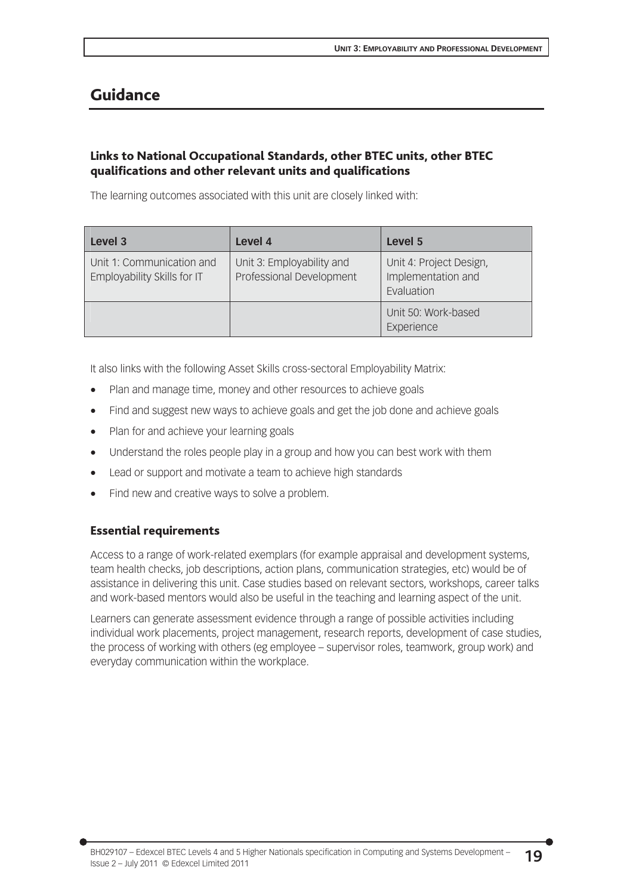## Guidance

### Links to National Occupational Standards, other BTEC units, other BTEC qualifications and other relevant units and qualifications

The learning outcomes associated with this unit are closely linked with:

| Level 3 | Level 4 | Level 5 |
|---|---|---|
| Unit 1: Communication and Employability Skills for IT | Unit 3: Employability and Professional Development | Unit 4: Project Design, Implementation and Evaluation |
| | | Unit 50: Work-based Experience |

It also links with the following Asset Skills cross-sectoral Employability Matrix:

- Plan and manage time, money and other resources to achieve goals
- Find and suggest new ways to achieve goals and get the job done and achieve goals
- Plan for and achieve your learning goals
- Understand the roles people play in a group and how you can best work with them
- Lead or support and motivate a team to achieve high standards
- Find new and creative ways to solve a problem.

### Essential requirements

Access to a range of work-related exemplars (for example appraisal and development systems, team health checks, job descriptions, action plans, communication strategies, etc) would be of assistance in delivering this unit. Case studies based on relevant sectors, workshops, career talks and work-based mentors would also be useful in the teaching and learning aspect of the unit.

Learners can generate assessment evidence through a range of possible activities including individual work placements, project management, research reports, development of case studies, the process of working with others (eg employee – supervisor roles, teamwork, group work) and everyday communication within the workplace.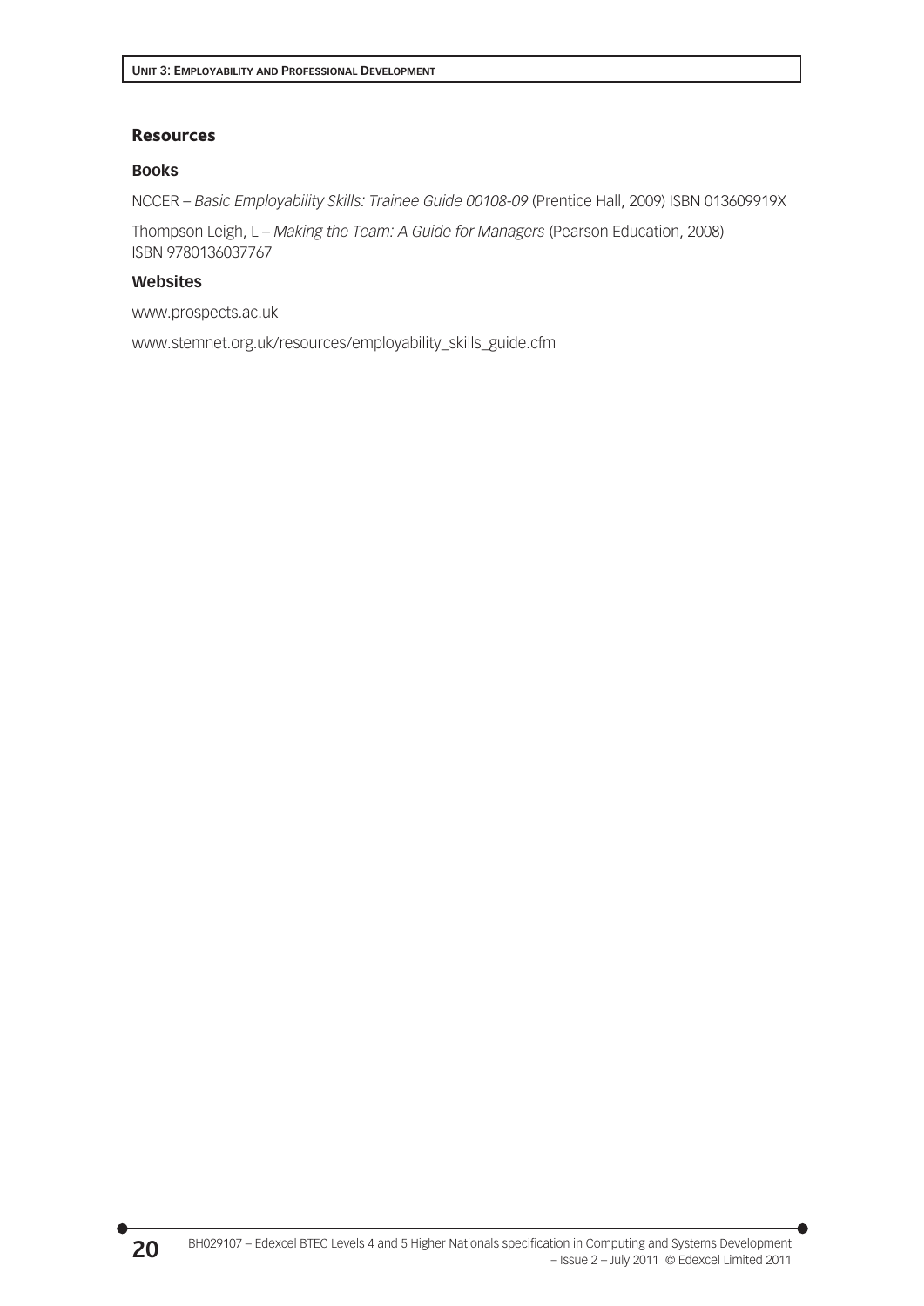## Resources

### Books

NCCER – *Basic Employability Skills: Trainee Guide 00108-09* (Prentice Hall, 2009) ISBN 013609919X

Thompson Leigh, L – *Making the Team: A Guide for Managers* (Pearson Education, 2008) ISBN 9780136037767

### Websites

www.prospects.ac.uk

www.stemnet.org.uk/resources/employability_skills_guide.cfm